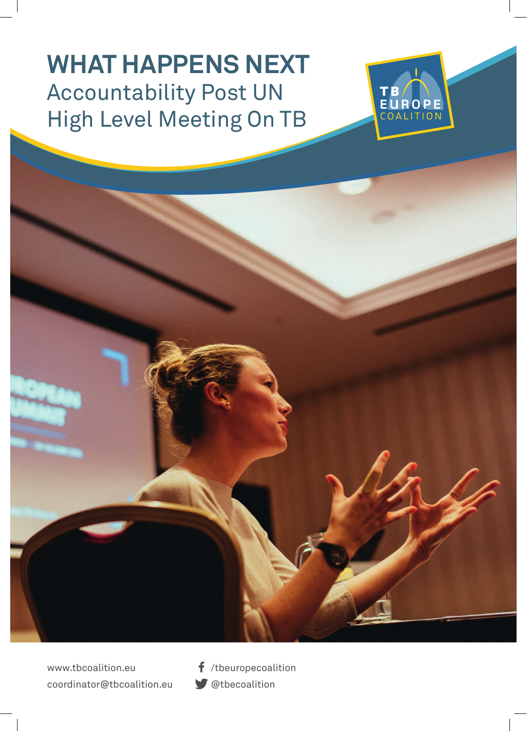# WHAT HAPPENS NEXT

## Accountability Post UN High Level Meeting On TB

TB EUROPE COALITION

www.tbcoalition.eu
coordinator@tbcoalition.eu

/tbeuropecoalition
@tbecoalition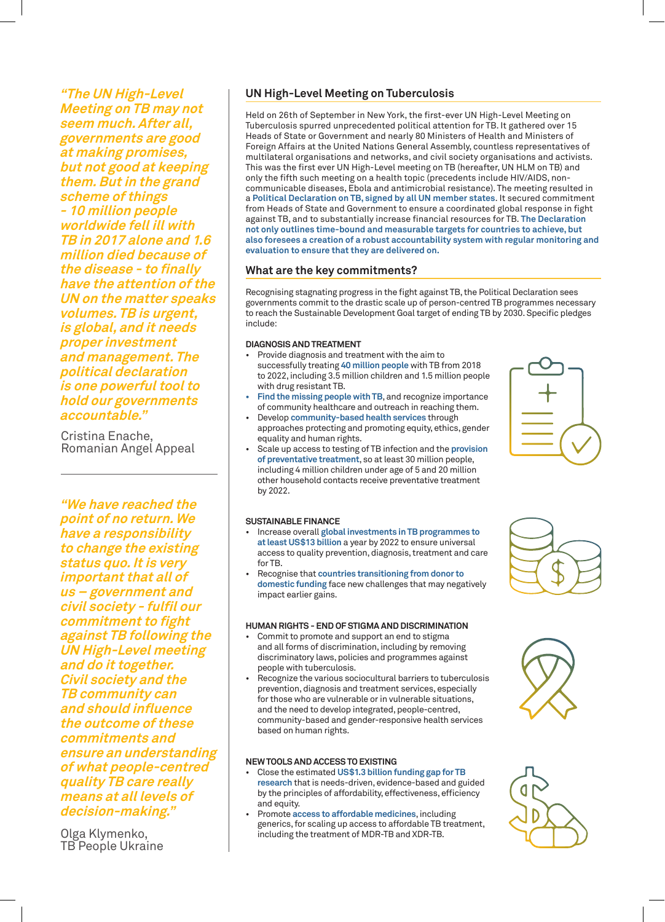*"The UN High-Level Meeting on TB may not seem much. After all, governments are good at making promises, but not good at keeping them. But in the grand scheme of things - 10 million people worldwide fell ill with TB in 2017 alone and 1.6 million died because of the disease - to finally have the attention of the UN on the matter speaks volumes. TB is urgent, is global, and it needs proper investment and management. The political declaration is one powerful tool to hold our governments accountable."*

Cristina Enache,
Romanian Angel Appeal

*"We have reached the point of no return. We have a responsibility to change the existing status quo. It is very important that all of us – government and civil society - fulfil our commitment to fight against TB following the UN High-Level meeting and do it together. Civil society and the TB community can and should influence the outcome of these commitments and ensure an understanding of what people-centred quality TB care really means at all levels of decision-making."*

Olga Klymenko,
TB People Ukraine

## UN High-Level Meeting on Tuberculosis

Held on 26th of September in New York, the first-ever UN High-Level Meeting on Tuberculosis spurred unprecedented political attention for TB. It gathered over 15 Heads of State or Government and nearly 80 Ministers of Health and Ministers of Foreign Affairs at the United Nations General Assembly, countless representatives of multilateral organisations and networks, and civil society organisations and activists. This was the first ever UN High-Level meeting on TB (hereafter, UN HLM on TB) and only the fifth such meeting on a health topic (precedents include HIV/AIDS, non-communicable diseases, Ebola and antimicrobial resistance). The meeting resulted in a **Political Declaration on TB, signed by all UN member states**. It secured commitment from Heads of State and Government to ensure a coordinated global response in fight against TB, and to substantially increase financial resources for TB. **The Declaration not only outlines time-bound and measurable targets for countries to achieve, but also foresees a creation of a robust accountability system with regular monitoring and evaluation to ensure that they are delivered on.**

## What are the key commitments?

Recognising stagnating progress in the fight against TB, the Political Declaration sees governments commit to the drastic scale up of person-centred TB programmes necessary to reach the Sustainable Development Goal target of ending TB by 2030. Specific pledges include:

### DIAGNOSIS AND TREATMENT

- Provide diagnosis and treatment with the aim to successfully treating **40 million people** with TB from 2018 to 2022, including 3.5 million children and 1.5 million people with drug resistant TB.
- **Find the missing people with TB**, and recognize importance of community healthcare and outreach in reaching them.
- Develop **community-based health services** through approaches protecting and promoting equity, ethics, gender equality and human rights.
- Scale up access to testing of TB infection and the **provision of preventative treatment**, so at least 30 million people, including 4 million children under age of 5 and 20 million other household contacts receive preventative treatment by 2022.

### SUSTAINABLE FINANCE

- Increase overall **global investments in TB programmes to at least US$13 billion** a year by 2022 to ensure universal access to quality prevention, diagnosis, treatment and care for TB.
- Recognise that **countries transitioning from donor to domestic funding** face new challenges that may negatively impact earlier gains.

### HUMAN RIGHTS - END OF STIGMA AND DISCRIMINATION

- Commit to promote and support an end to stigma and all forms of discrimination, including by removing discriminatory laws, policies and programmes against people with tuberculosis.
- Recognize the various sociocultural barriers to tuberculosis prevention, diagnosis and treatment services, especially for those who are vulnerable or in vulnerable situations, and the need to develop integrated, people-centred, community-based and gender-responsive health services based on human rights.

### NEW TOOLS AND ACCESS TO EXISTING

- Close the estimated **US$1.3 billion funding gap for TB research** that is needs-driven, evidence-based and guided by the principles of affordability, effectiveness, efficiency and equity.
- Promote **access to affordable medicines**, including generics, for scaling up access to affordable TB treatment, including the treatment of MDR-TB and XDR-TB.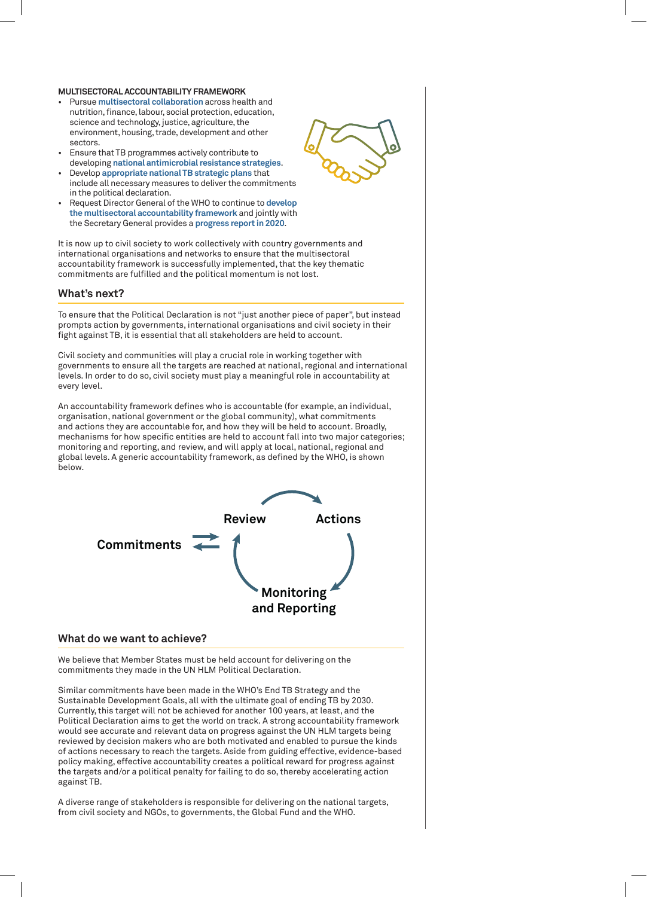**MULTISECTORAL ACCOUNTABILITY FRAMEWORK**

- Pursue **multisectoral collaboration** across health and nutrition, finance, labour, social protection, education, science and technology, justice, agriculture, the environment, housing, trade, development and other sectors.
- Ensure that TB programmes actively contribute to developing **national antimicrobial resistance strategies**.
- Develop **appropriate national TB strategic plans** that include all necessary measures to deliver the commitments in the political declaration.
- Request Director General of the WHO to continue to **develop the multisectoral accountability framework** and jointly with the Secretary General provides a **progress report in 2020**.

It is now up to civil society to work collectively with country governments and international organisations and networks to ensure that the multisectoral accountability framework is successfully implemented, that the key thematic commitments are fulfilled and the political momentum is not lost.

## What's next?

To ensure that the Political Declaration is not "just another piece of paper", but instead prompts action by governments, international organisations and civil society in their fight against TB, it is essential that all stakeholders are held to account.

Civil society and communities will play a crucial role in working together with governments to ensure all the targets are reached at national, regional and international levels. In order to do so, civil society must play a meaningful role in accountability at every level.

An accountability framework defines who is accountable (for example, an individual, organisation, national government or the global community), what commitments and actions they are accountable for, and how they will be held to account. Broadly, mechanisms for how specific entities are held to account fall into two major categories; monitoring and reporting, and review, and will apply at local, national, regional and global levels. A generic accountability framework, as defined by the WHO, is shown below.

Commitments ⇄ Review → Actions → Monitoring and Reporting → Review

## What do we want to achieve?

We believe that Member States must be held account for delivering on the commitments they made in the UN HLM Political Declaration.

Similar commitments have been made in the WHO's End TB Strategy and the Sustainable Development Goals, all with the ultimate goal of ending TB by 2030. Currently, this target will not be achieved for another 100 years, at least, and the Political Declaration aims to get the world on track. A strong accountability framework would see accurate and relevant data on progress against the UN HLM targets being reviewed by decision makers who are both motivated and enabled to pursue the kinds of actions necessary to reach the targets. Aside from guiding effective, evidence-based policy making, effective accountability creates a political reward for progress against the targets and/or a political penalty for failing to do so, thereby accelerating action against TB.

A diverse range of stakeholders is responsible for delivering on the national targets, from civil society and NGOs, to governments, the Global Fund and the WHO.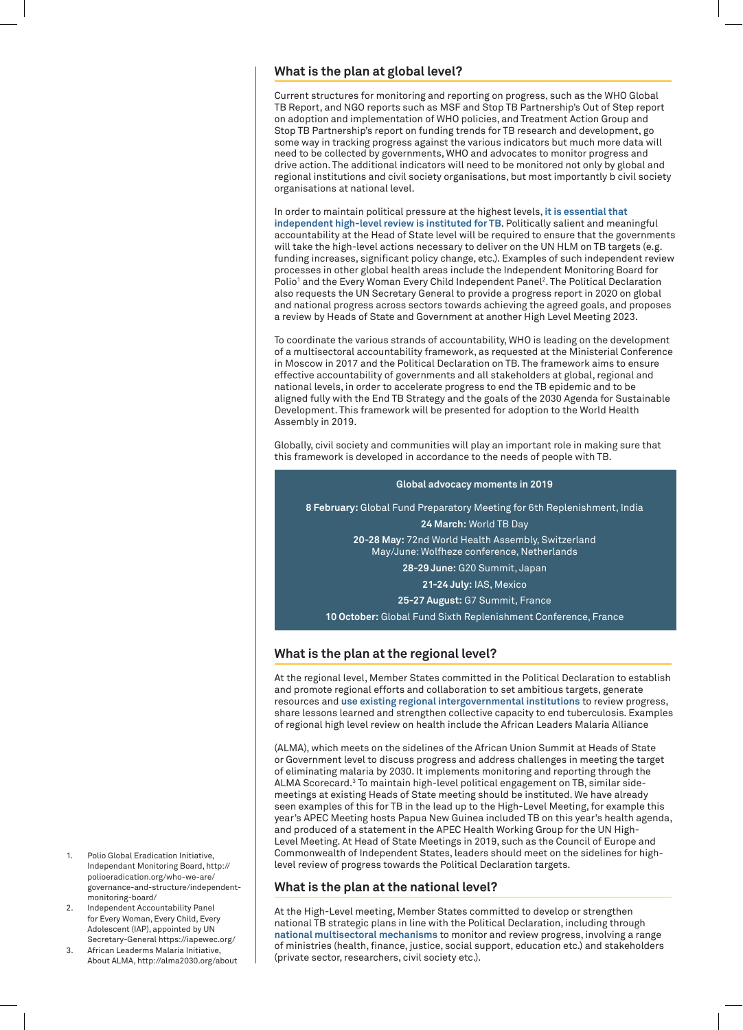## What is the plan at global level?

Current structures for monitoring and reporting on progress, such as the WHO Global TB Report, and NGO reports such as MSF and Stop TB Partnership's Out of Step report on adoption and implementation of WHO policies, and Treatment Action Group and Stop TB Partnership's report on funding trends for TB research and development, go some way in tracking progress against the various indicators but much more data will need to be collected by governments, WHO and advocates to monitor progress and drive action. The additional indicators will need to be monitored not only by global and regional institutions and civil society organisations, but most importantly b civil society organisations at national level.

In order to maintain political pressure at the highest levels, **it is essential that independent high-level review is instituted for TB**. Politically salient and meaningful accountability at the Head of State level will be required to ensure that the governments will take the high-level actions necessary to deliver on the UN HLM on TB targets (e.g. funding increases, significant policy change, etc.). Examples of such independent review processes in other global health areas include the Independent Monitoring Board for Polio[1] and the Every Woman Every Child Independent Panel[2]. The Political Declaration also requests the UN Secretary General to provide a progress report in 2020 on global and national progress across sectors towards achieving the agreed goals, and proposes a review by Heads of State and Government at another High Level Meeting 2023.

To coordinate the various strands of accountability, WHO is leading on the development of a multisectoral accountability framework, as requested at the Ministerial Conference in Moscow in 2017 and the Political Declaration on TB. The framework aims to ensure effective accountability of governments and all stakeholders at global, regional and national levels, in order to accelerate progress to end the TB epidemic and to be aligned fully with the End TB Strategy and the goals of the 2030 Agenda for Sustainable Development. This framework will be presented for adoption to the World Health Assembly in 2019.

Globally, civil society and communities will play an important role in making sure that this framework is developed in accordance to the needs of people with TB.

**Global advocacy moments in 2019**

**8 February:** Global Fund Preparatory Meeting for 6th Replenishment, India

**24 March:** World TB Day

**20-28 May:** 72nd World Health Assembly, Switzerland
May/June: Wolfheze conference, Netherlands

**28-29 June:** G20 Summit, Japan

**21-24 July:** IAS, Mexico

**25-27 August:** G7 Summit, France

**10 October:** Global Fund Sixth Replenishment Conference, France

## What is the plan at the regional level?

At the regional level, Member States committed in the Political Declaration to establish and promote regional efforts and collaboration to set ambitious targets, generate resources and **use existing regional intergovernmental institutions** to review progress, share lessons learned and strengthen collective capacity to end tuberculosis. Examples of regional high level review on health include the African Leaders Malaria Alliance

(ALMA), which meets on the sidelines of the African Union Summit at Heads of State or Government level to discuss progress and address challenges in meeting the target of eliminating malaria by 2030. It implements monitoring and reporting through the ALMA Scorecard.[3] To maintain high-level political engagement on TB, similar side-meetings at existing Heads of State meeting should be instituted. We have already seen examples of this for TB in the lead up to the High-Level Meeting, for example this year's APEC Meeting hosts Papua New Guinea included TB on this year's health agenda, and produced of a statement in the APEC Health Working Group for the UN High-Level Meeting. At Head of State Meetings in 2019, such as the Council of Europe and Commonwealth of Independent States, leaders should meet on the sidelines for high-level review of progress towards the Political Declaration targets.

## What is the plan at the national level?

At the High-Level meeting, Member States committed to develop or strengthen national TB strategic plans in line with the Political Declaration, including through **national multisectoral mechanisms** to monitor and review progress, involving a range of ministries (health, finance, justice, social support, education etc.) and stakeholders (private sector, researchers, civil society etc.).

---

1. Polio Global Eradication Initiative, Independant Monitoring Board, http://polioeradication.org/who-we-are/governance-and-structure/independent-monitoring-board/
2. Independent Accountability Panel for Every Woman, Every Child, Every Adolescent (IAP), appointed by UN Secretary-General https://iapewec.org/
3. African Leaderms Malaria Initiative, About ALMA, http://alma2030.org/about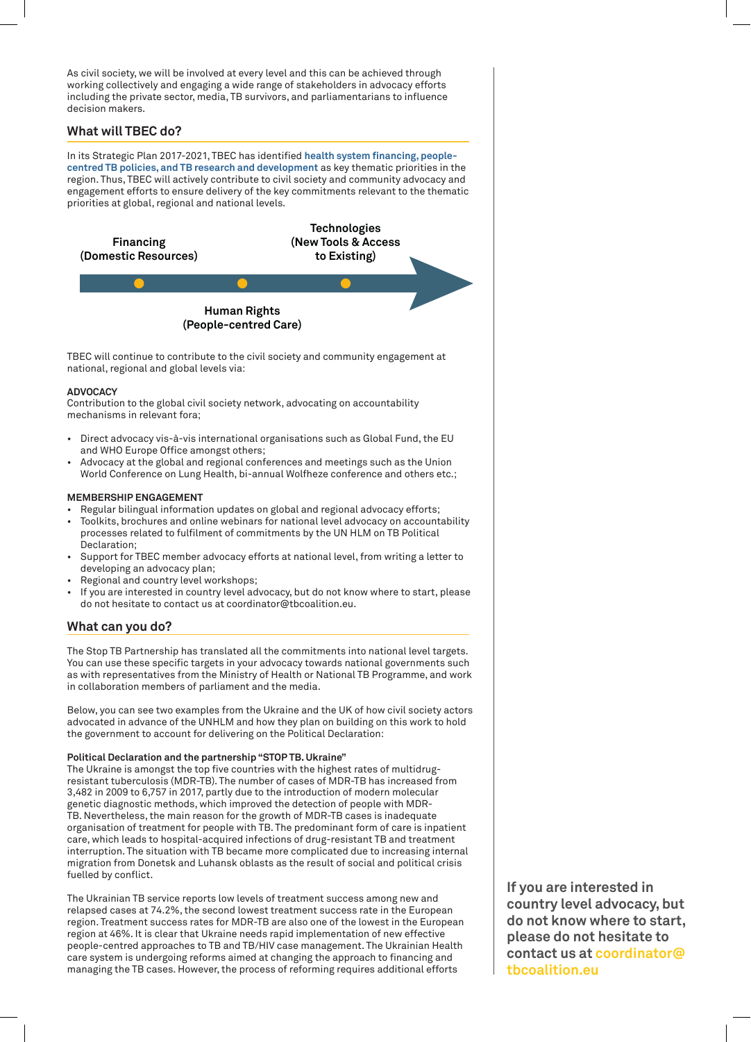As civil society, we will be involved at every level and this can be achieved through working collectively and engaging a wide range of stakeholders in advocacy efforts including the private sector, media, TB survivors, and parliamentarians to influence decision makers.

## What will TBEC do?

In its Strategic Plan 2017-2021, TBEC has identified **health system financing, people-centred TB policies, and TB research and development** as key thematic priorities in the region. Thus, TBEC will actively contribute to civil society and community advocacy and engagement efforts to ensure delivery of the key commitments relevant to the thematic priorities at global, regional and national levels.

**Financing (Domestic Resources)**

**Human Rights (People-centred Care)**

**Technologies (New Tools & Access to Existing)**

TBEC will continue to contribute to the civil society and community engagement at national, regional and global levels via:

**ADVOCACY**

Contribution to the global civil society network, advocating on accountability mechanisms in relevant fora;

- Direct advocacy vis-à-vis international organisations such as Global Fund, the EU and WHO Europe Office amongst others;
- Advocacy at the global and regional conferences and meetings such as the Union World Conference on Lung Health, bi-annual Wolfheze conference and others etc.;

**MEMBERSHIP ENGAGEMENT**

- Regular bilingual information updates on global and regional advocacy efforts;
- Toolkits, brochures and online webinars for national level advocacy on accountability processes related to fulfilment of commitments by the UN HLM on TB Political Declaration;
- Support for TBEC member advocacy efforts at national level, from writing a letter to developing an advocacy plan;
- Regional and country level workshops;
- If you are interested in country level advocacy, but do not know where to start, please do not hesitate to contact us at coordinator@tbcoalition.eu.

## What can you do?

The Stop TB Partnership has translated all the commitments into national level targets. You can use these specific targets in your advocacy towards national governments such as with representatives from the Ministry of Health or National TB Programme, and work in collaboration members of parliament and the media.

Below, you can see two examples from the Ukraine and the UK of how civil society actors advocated in advance of the UNHLM and how they plan on building on this work to hold the government to account for delivering on the Political Declaration:

**Political Declaration and the partnership "STOP TB. Ukraine"**

The Ukraine is amongst the top five countries with the highest rates of multidrug-resistant tuberculosis (MDR-TB). The number of cases of MDR-TB has increased from 3,482 in 2009 to 6,757 in 2017, partly due to the introduction of modern molecular genetic diagnostic methods, which improved the detection of people with MDR-TB. Nevertheless, the main reason for the growth of MDR-TB cases is inadequate organisation of treatment for people with TB. The predominant form of care is inpatient care, which leads to hospital-acquired infections of drug-resistant TB and treatment interruption. The situation with TB became more complicated due to increasing internal migration from Donetsk and Luhansk oblasts as the result of social and political crisis fuelled by conflict.

The Ukrainian TB service reports low levels of treatment success among new and relapsed cases at 74.2%, the second lowest treatment success rate in the European region. Treatment success rates for MDR-TB are also one of the lowest in the European region at 46%. It is clear that Ukraine needs rapid implementation of new effective people-centred approaches to TB and TB/HIV case management. The Ukrainian Health care system is undergoing reforms aimed at changing the approach to financing and managing the TB cases. However, the process of reforming requires additional efforts

**If you are interested in country level advocacy, but do not know where to start, please do not hesitate to contact us at coordinator@tbcoalition.eu**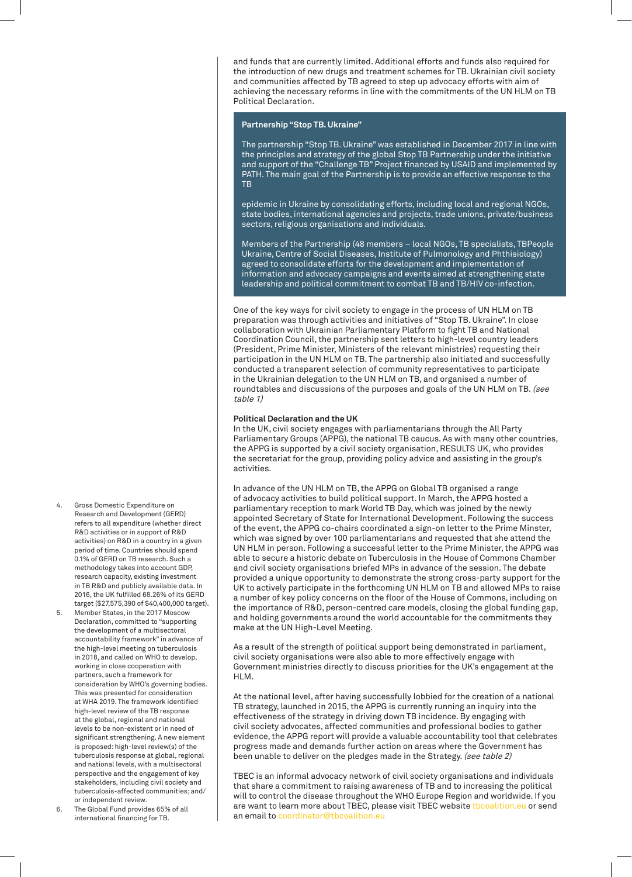and funds that are currently limited. Additional efforts and funds also required for the introduction of new drugs and treatment schemes for TB. Ukrainian civil society and communities affected by TB agreed to step up advocacy efforts with aim of achieving the necessary reforms in line with the commitments of the UN HLM on TB Political Declaration.

> **Partnership "Stop TB. Ukraine"**
>
> The partnership "Stop TB. Ukraine" was established in December 2017 in line with the principles and strategy of the global Stop TB Partnership under the initiative and support of the "Challenge TB" Project financed by USAID and implemented by PATH. The main goal of the Partnership is to provide an effective response to the TB
>
> epidemic in Ukraine by consolidating efforts, including local and regional NGOs, state bodies, international agencies and projects, trade unions, private/business sectors, religious organisations and individuals.
>
> Members of the Partnership (48 members – local NGOs, TB specialists, TBPeople Ukraine, Centre of Social Diseases, Institute of Pulmonology and Phthisiology) agreed to consolidate efforts for the development and implementation of information and advocacy campaigns and events aimed at strengthening state leadership and political commitment to combat TB and TB/HIV co-infection.

One of the key ways for civil society to engage in the process of UN HLM on TB preparation was through activities and initiatives of "Stop TB. Ukraine". In close collaboration with Ukrainian Parliamentary Platform to fight TB and National Coordination Council, the partnership sent letters to high-level country leaders (President, Prime Minister, Ministers of the relevant ministries) requesting their participation in the UN HLM on TB. The partnership also initiated and successfully conducted a transparent selection of community representatives to participate in the Ukrainian delegation to the UN HLM on TB, and organised a number of roundtables and discussions of the purposes and goals of the UN HLM on TB. *(see table 1)*

**Political Declaration and the UK**

In the UK, civil society engages with parliamentarians through the All Party Parliamentary Groups (APPG), the national TB caucus. As with many other countries, the APPG is supported by a civil society organisation, RESULTS UK, who provides the secretariat for the group, providing policy advice and assisting in the group's activities.

In advance of the UN HLM on TB, the APPG on Global TB organised a range of advocacy activities to build political support. In March, the APPG hosted a parliamentary reception to mark World TB Day, which was joined by the newly appointed Secretary of State for International Development. Following the success of the event, the APPG co-chairs coordinated a sign-on letter to the Prime Minster, which was signed by over 100 parliamentarians and requested that she attend the UN HLM in person. Following a successful letter to the Prime Minister, the APPG was able to secure a historic debate on Tuberculosis in the House of Commons Chamber and civil society organisations briefed MPs in advance of the session. The debate provided a unique opportunity to demonstrate the strong cross-party support for the UK to actively participate in the forthcoming UN HLM on TB and allowed MPs to raise a number of key policy concerns on the floor of the House of Commons, including on the importance of R&D, person-centred care models, closing the global funding gap, and holding governments around the world accountable for the commitments they make at the UN High-Level Meeting.

As a result of the strength of political support being demonstrated in parliament, civil society organisations were also able to more effectively engage with Government ministries directly to discuss priorities for the UK's engagement at the HLM.

At the national level, after having successfully lobbied for the creation of a national TB strategy, launched in 2015, the APPG is currently running an inquiry into the effectiveness of the strategy in driving down TB incidence. By engaging with civil society advocates, affected communities and professional bodies to gather evidence, the APPG report will provide a valuable accountability tool that celebrates progress made and demands further action on areas where the Government has been unable to deliver on the pledges made in the Strategy. *(see table 2)*

TBEC is an informal advocacy network of civil society organisations and individuals that share a commitment to raising awareness of TB and to increasing the political will to control the disease throughout the WHO Europe Region and worldwide. If you are want to learn more about TBEC, please visit TBEC website tbcoalition.eu or send an email to coordinator@tbcoalition.eu

4. Gross Domestic Expenditure on Research and Development (GERD) refers to all expenditure (whether direct R&D activities or in support of R&D activities) on R&D in a country in a given period of time. Countries should spend 0.1% of GERD on TB research. Such a methodology takes into account GDP, research capacity, existing investment in TB R&D and publicly available data. In 2016, the UK fulfilled 68.26% of its GERD target ($27,575,390 of $40,400,000 target).
5. Member States, in the 2017 Moscow Declaration, committed to "supporting the development of a multisectoral accountability framework" in advance of the high-level meeting on tuberculosis in 2018, and called on WHO to develop, working in close cooperation with partners, such a framework for consideration by WHO's governing bodies. This was presented for consideration at WHA 2019. The framework identified high-level review of the TB response at the global, regional and national levels to be non-existent or in need of significant strengthening. A new element is proposed: high-level review(s) of the tuberculosis response at global, regional and national levels, with a multisectoral perspective and the engagement of key stakeholders, including civil society and tuberculosis-affected communities; and/or independent review.
6. The Global Fund provides 65% of all international financing for TB.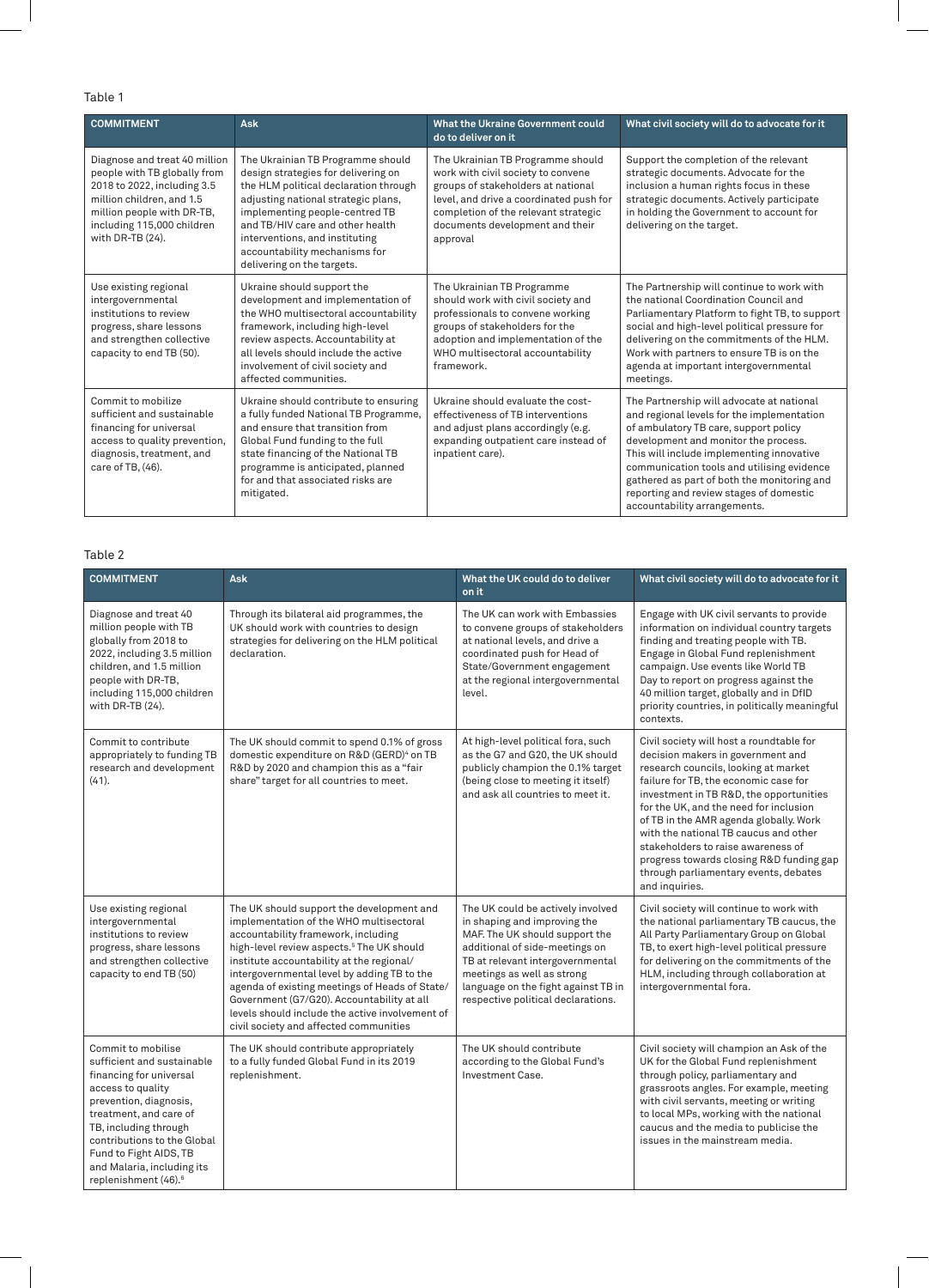Table 1

| COMMITMENT | Ask | What the Ukraine Government could do to deliver on it | What civil society will do to advocate for it |
|---|---|---|---|
| Diagnose and treat 40 million people with TB globally from 2018 to 2022, including 3.5 million children, and 1.5 million people with DR-TB, including 115,000 children with DR-TB (24). | The Ukrainian TB Programme should design strategies for delivering on the HLM political declaration through adjusting national strategic plans, implementing people-centred TB and TB/HIV care and other health interventions, and instituting accountability mechanisms for delivering on the targets. | The Ukrainian TB Programme should work with civil society to convene groups of stakeholders at national level, and drive a coordinated push for completion of the relevant strategic documents development and their approval | Support the completion of the relevant strategic documents. Advocate for the inclusion a human rights focus in these strategic documents. Actively participate in holding the Government to account for delivering on the target. |
| Use existing regional intergovernmental institutions to review progress, share lessons and strengthen collective capacity to end TB (50). | Ukraine should support the development and implementation of the WHO multisectoral accountability framework, including high-level review aspects. Accountability at all levels should include the active involvement of civil society and affected communities. | The Ukrainian TB Programme should work with civil society and professionals to convene working groups of stakeholders for the adoption and implementation of the WHO multisectoral accountability framework. | The Partnership will continue to work with the national Coordination Council and Parliamentary Platform to fight TB, to support social and high-level political pressure for delivering on the commitments of the HLM. Work with partners to ensure TB is on the agenda at important intergovernmental meetings. |
| Commit to mobilize sufficient and sustainable financing for universal access to quality prevention, diagnosis, treatment, and care of TB, (46). | Ukraine should contribute to ensuring a fully funded National TB Programme, and ensure that transition from Global Fund funding to the full state financing of the National TB programme is anticipated, planned for and that associated risks are mitigated. | Ukraine should evaluate the cost-effectiveness of TB interventions and adjust plans accordingly (e.g. expanding outpatient care instead of inpatient care). | The Partnership will advocate at national and regional levels for the implementation of ambulatory TB care, support policy development and monitor the process. This will include implementing innovative communication tools and utilising evidence gathered as part of both the monitoring and reporting and review stages of domestic accountability arrangements. |

Table 2

| COMMITMENT | Ask | What the UK could do to deliver on it | What civil society will do to advocate for it |
|---|---|---|---|
| Diagnose and treat 40 million people with TB globally from 2018 to 2022, including 3.5 million children, and 1.5 million people with DR-TB, including 115,000 children with DR-TB (24). | Through its bilateral aid programmes, the UK should work with countries to design strategies for delivering on the HLM political declaration. | The UK can work with Embassies to convene groups of stakeholders at national levels, and drive a coordinated push for Head of State/Government engagement at the regional intergovernmental level. | Engage with UK civil servants to provide information on individual country targets finding and treating people with TB. Engage in Global Fund replenishment campaign. Use events like World TB Day to report on progress against the 40 million target, globally and in DfID priority countries, in politically meaningful contexts. |
| Commit to contribute appropriately to funding TB research and development (41). | The UK should commit to spend 0.1% of gross domestic expenditure on R&D (GERD)[4] on TB R&D by 2020 and champion this as a "fair share" target for all countries to meet. | At high-level political fora, such as the G7 and G20, the UK should publicly champion the 0.1% target (being close to meeting it itself) and ask all countries to meet it. | Civil society will host a roundtable for decision makers in government and research councils, looking at market failure for TB, the economic case for investment in TB R&D, the opportunities for the UK, and the need for inclusion of TB in the AMR agenda globally. Work with the national TB caucus and other stakeholders to raise awareness of progress towards closing R&D funding gap through parliamentary events, debates and inquiries. |
| Use existing regional intergovernmental institutions to review progress, share lessons and strengthen collective capacity to end TB (50) | The UK should support the development and implementation of the WHO multisectoral accountability framework, including high-level review aspects.[5] The UK should institute accountability at the regional/intergovernmental level by adding TB to the agenda of existing meetings of Heads of State/Government (G7/G20). Accountability at all levels should include the active involvement of civil society and affected communities | The UK could be actively involved in shaping and improving the MAF. The UK should support the additional of side-meetings on TB at relevant intergovernmental meetings as well as strong language on the fight against TB in respective political declarations. | Civil society will continue to work with the national parliamentary TB caucus, the All Party Parliamentary Group on Global TB, to exert high-level political pressure for delivering on the commitments of the HLM, including through collaboration at intergovernmental fora. |
| Commit to mobilise sufficient and sustainable financing for universal access to quality prevention, diagnosis, treatment, and care of TB, including through contributions to the Global Fund to Fight AIDS, TB and Malaria, including its replenishment (46).[6] | The UK should contribute appropriately to a fully funded Global Fund in its 2019 replenishment. | The UK should contribute according to the Global Fund's Investment Case. | Civil society will champion an Ask of the UK for the Global Fund replenishment through policy, parliamentary and grassroots angles. For example, meeting with civil servants, meeting or writing to local MPs, working with the national caucus and the media to publicise the issues in the mainstream media. |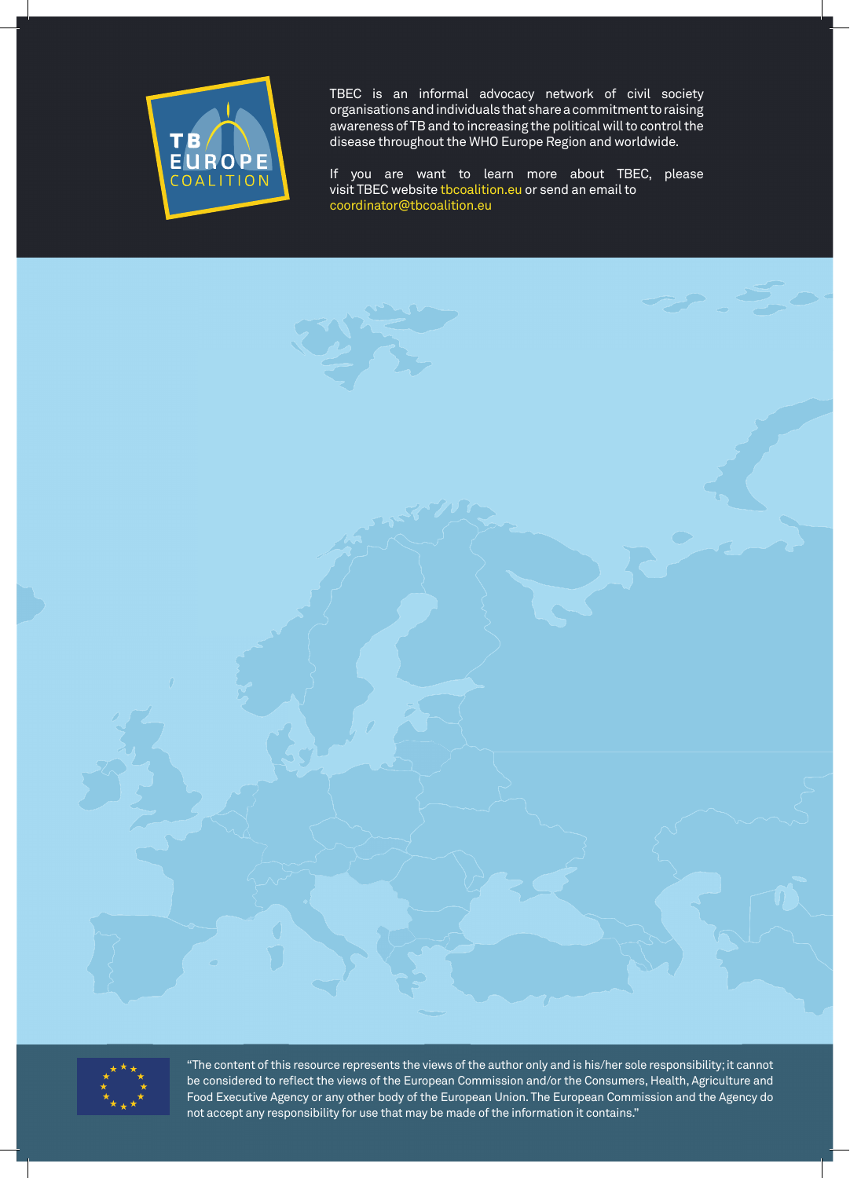TBEC is an informal advocacy network of civil society organisations and individuals that share a commitment to raising awareness of TB and to increasing the political will to control the disease throughout the WHO Europe Region and worldwide.

If you are want to learn more about TBEC, please visit TBEC website tbcoalition.eu or send an email to coordinator@tbcoalition.eu

"The content of this resource represents the views of the author only and is his/her sole responsibility; it cannot be considered to reflect the views of the European Commission and/or the Consumers, Health, Agriculture and Food Executive Agency or any other body of the European Union. The European Commission and the Agency do not accept any responsibility for use that may be made of the information it contains."